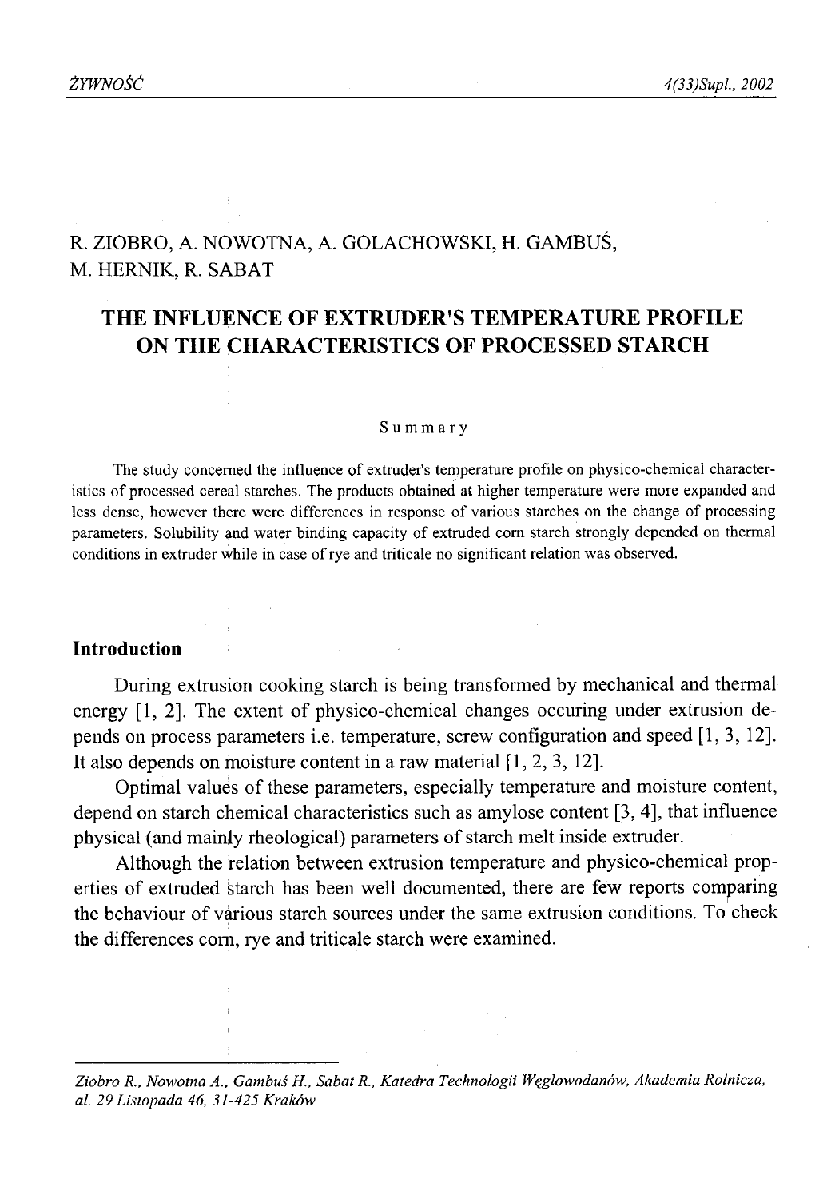R. ZIOBRO, A. NOWOTNA, A. GOLACHOWSKI, H. GAMBUŚ, M. HERNIK, R. SABAT

# THE INFLUENCE OF EXTRUDER'S TEMPERATURE PROFILE ON THE CHARACTERISTICS OF PROCESSED STARCH

Summary

The study concerned the influence of extruder's temperature profile on physico-chemical characteristics of processed cereal starches. The products obtained at higher temperature were more expanded and less dense, however there were differences in response of various starches on the change of processing parameters. Solubility and water binding capacity of extruded corn starch strongly depended on thermal conditions in extruder while in case of rye and triticale no significant relation was observed.

## Introduction

During extrusion cooking starch is being transformed by mechanical and thermal energy [1, 2]. The extent of physico-chemical changes occuring under extrusion depends on process parameters i.e. temperature, screw configuration and speed [1, 3, 12]. It also depends on moisture content in a raw material [1, 2, 3, 12].

Optimal values of these parameters, especially temperature and moisture content, depend on starch chemical characteristics such as amylose content [3, 4], that influence physical (and mainly rheological) parameters of starch melt inside extruder.

Although the relation between extrusion temperature and physico-chemical properties of extruded starch has been well documented, there are few reports comparing the behaviour of various starch sources under the same extrusion conditions. To check the differences corn, rye and triticale starch were examined.

*Ziobro R., Nowotna A., Gambuś H., Sabat R., Katedra Technologii Węglowodanów, Akademia Rolnicza, al. 29 Listopada 46, 31-425 Kraków*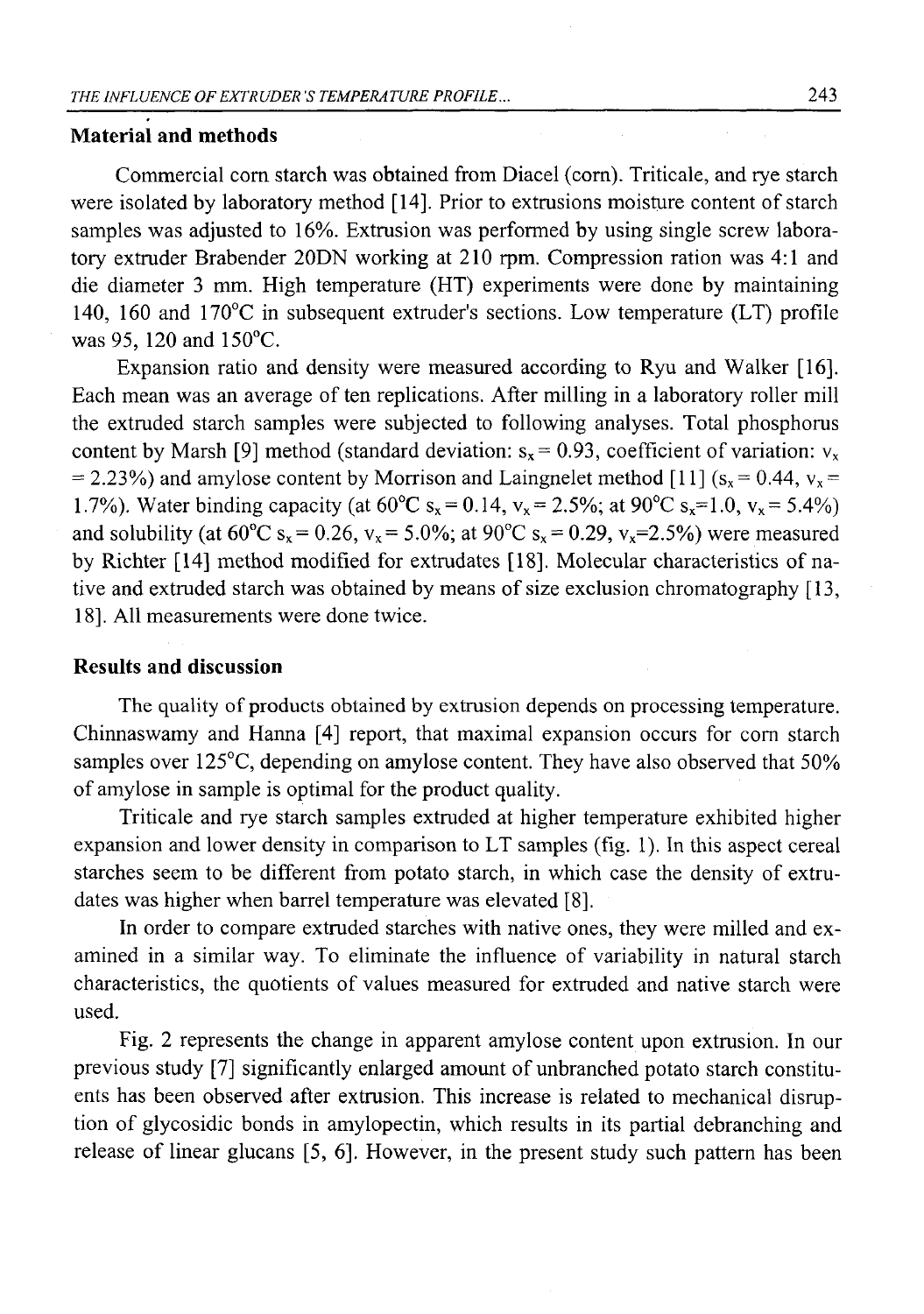## Material and methods

Commercial corn starch was obtained from Diacel (corn). Triticale, and rye starch were isolated by laboratory method [14]. Prior to extrusions moisture content of starch samples was adjusted to 16%. Extrusion was performed by using single screw laboratory extruder Brabender 20DN working at 210 rpm. Compression ration was 4:1 and die diameter 3 mm. High temperature (HT) experiments were done by maintaining 140, 160 and 170°C in subsequent extruder's sections. Low temperature (LT) profile was 95, 120 and 150°C.

Expansion ratio and density were measured according to Ryu and Walker [16]. Each mean was an average of ten replications. After milling in a laboratory roller mill the extruded starch samples were subjected to following analyses. Total phosphorus content by Marsh [9] method (standard deviation: $s_x = 0.93$, coefficient of variation: $v_x = 2.23\%$) and amylose content by Morrison and Laingnelet method [11] ($s_x = 0.44$, $v_x = 1.7\%$). Water binding capacity (at 60°C $s_x = 0.14$, $v_x = 2.5\%$; at 90°C $s_x = 1.0$, $v_x = 5.4\%$) and solubility (at 60°C $s_x = 0.26$, $v_x = 5.0\%$; at 90°C $s_x = 0.29$, $v_x = 2.5\%$) were measured by Richter [14] method modified for extrudates [18]. Molecular characteristics of native and extruded starch was obtained by means of size exclusion chromatography [13, 18]. All measurements were done twice.

## Results and discussion

The quality of products obtained by extrusion depends on processing temperature. Chinnaswamy and Hanna [4] report, that maximal expansion occurs for corn starch samples over 125°C, depending on amylose content. They have also observed that 50% of amylose in sample is optimal for the product quality.

Triticale and rye starch samples extruded at higher temperature exhibited higher expansion and lower density in comparison to LT samples (fig. 1). In this aspect cereal starches seem to be different from potato starch, in which case the density of extrudates was higher when barrel temperature was elevated [8].

In order to compare extruded starches with native ones, they were milled and examined in a similar way. To eliminate the influence of variability in natural starch characteristics, the quotients of values measured for extruded and native starch were used.

Fig. 2 represents the change in apparent amylose content upon extrusion. In our previous study [7] significantly enlarged amount of unbranched potato starch constituents has been observed after extrusion. This increase is related to mechanical disruption of glycosidic bonds in amylopectin, which results in its partial debranching and release of linear glucans [5, 6]. However, in the present study such pattern has been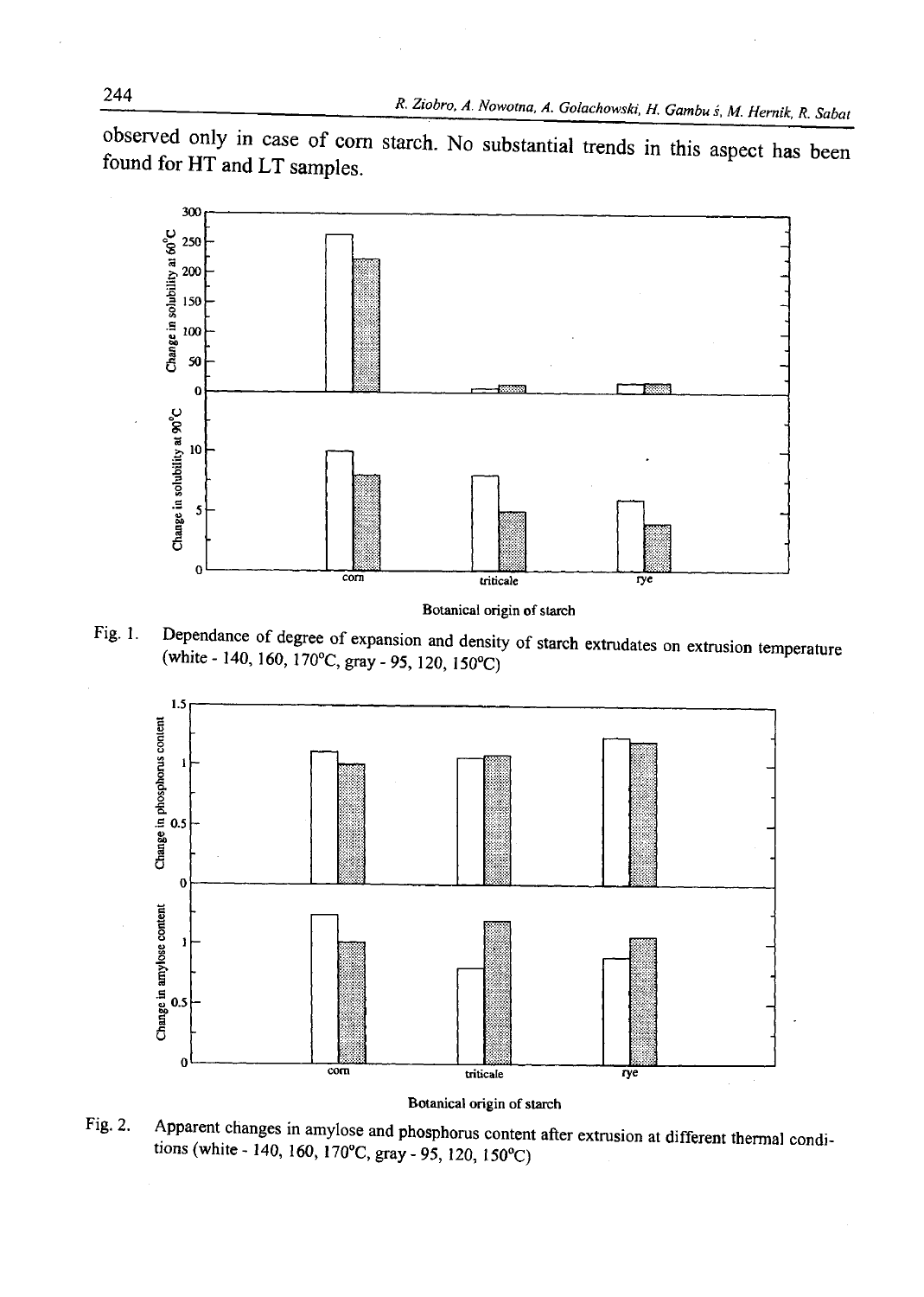observed only in case of corn starch. No substantial trends in this aspect has been found for HT and LT samples.

Fig. 1. Dependance of degree of expansion and density of starch extrudates on extrusion temperature (white - 140, 160, 170°C, gray - 95, 120, 150°C)

Fig. 2. Apparent changes in amylose and phosphorus content after extrusion at different thermal conditions (white - 140, 160, 170°C, gray - 95, 120, 150°C)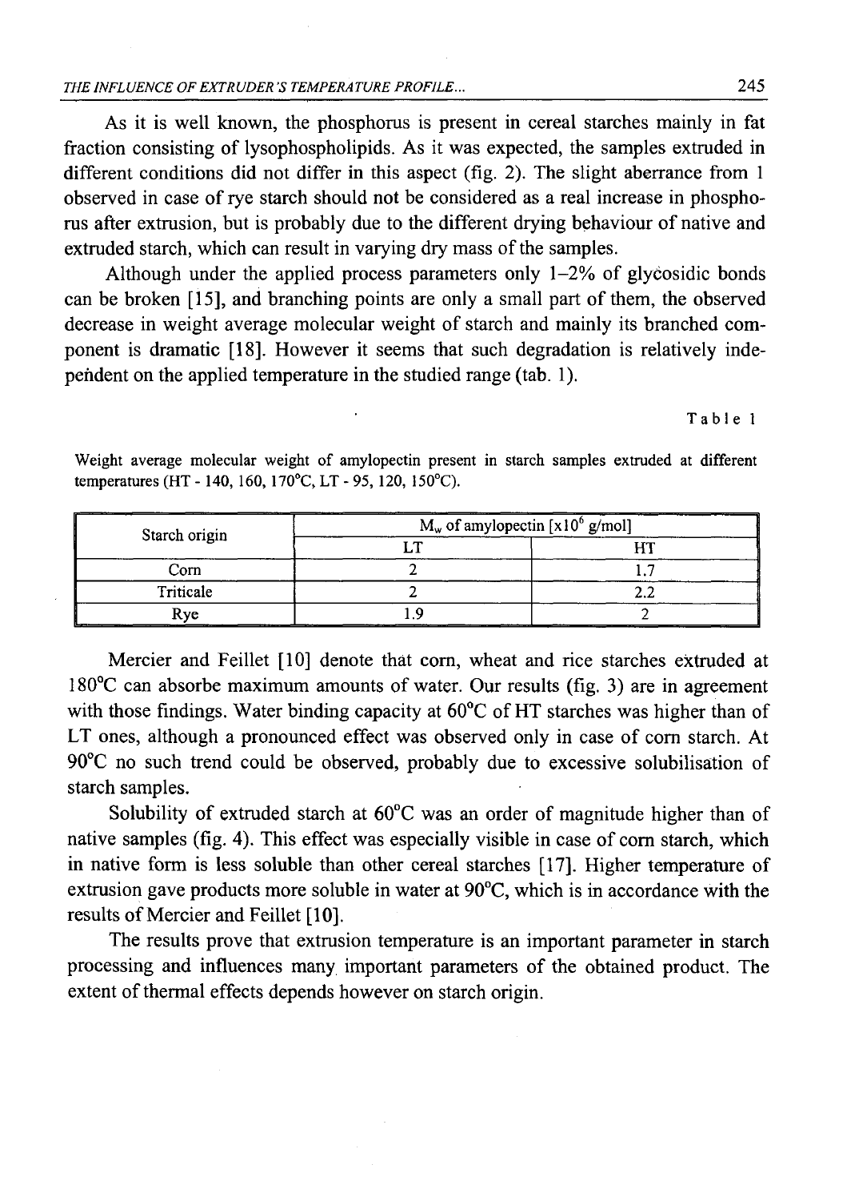As it is well known, the phosphorus is present in cereal starches mainly in fat fraction consisting of lysophospholipids. As it was expected, the samples extruded in different conditions did not differ in this aspect (fig. 2). The slight aberrance from 1 observed in case of rye starch should not be considered as a real increase in phosphorus after extrusion, but is probably due to the different drying behaviour of native and extruded starch, which can result in varying dry mass of the samples.

Although under the applied process parameters only 1–2% of glycosidic bonds can be broken [15], and branching points are only a small part of them, the observed decrease in weight average molecular weight of starch and mainly its branched component is dramatic [18]. However it seems that such degradation is relatively independent on the applied temperature in the studied range (tab. 1).

Table 1

Weight average molecular weight of amylopectin present in starch samples extruded at different temperatures (HT - 140, 160, 170°C, LT - 95, 120, 150°C).

| Starch origin | $M_w$ of amylopectin [x$10^6$ g/mol] | |
|---|---|---|
| | LT | HT |
| Corn | 2 | 1.7 |
| Triticale | 2 | 2.2 |
| Rye | 1.9 | 2 |

Mercier and Feillet [10] denote that corn, wheat and rice starches extruded at 180°C can absorbe maximum amounts of water. Our results (fig. 3) are in agreement with those findings. Water binding capacity at 60°C of HT starches was higher than of LT ones, although a pronounced effect was observed only in case of corn starch. At 90°C no such trend could be observed, probably due to excessive solubilisation of starch samples.

Solubility of extruded starch at 60°C was an order of magnitude higher than of native samples (fig. 4). This effect was especially visible in case of corn starch, which in native form is less soluble than other cereal starches [17]. Higher temperature of extrusion gave products more soluble in water at 90°C, which is in accordance with the results of Mercier and Feillet [10].

The results prove that extrusion temperature is an important parameter in starch processing and influences many important parameters of the obtained product. The extent of thermal effects depends however on starch origin.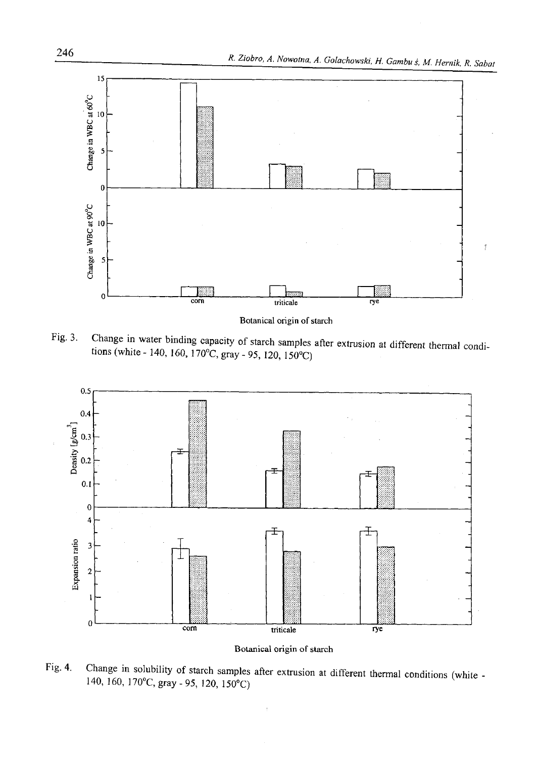Fig. 3. Change in water binding capacity of starch samples after extrusion at different thermal conditions (white - 140, 160, 170°C, gray - 95, 120, 150°C)

Fig. 4. Change in solubility of starch samples after extrusion at different thermal conditions (white - 140, 160, 170°C, gray - 95, 120, 150°C)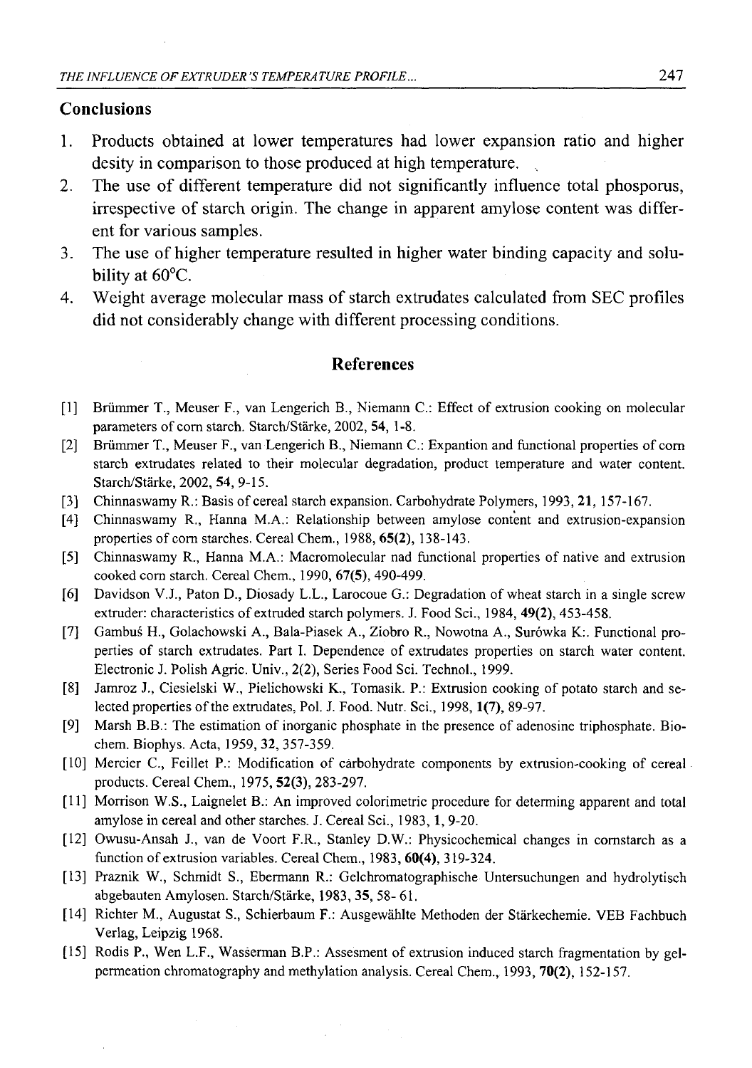## Conclusions

1. Products obtained at lower temperatures had lower expansion ratio and higher desity in comparison to those produced at high temperature.
2. The use of different temperature did not significantly influence total phosporus, irrespective of starch origin. The change in apparent amylose content was different for various samples.
3. The use of higher temperature resulted in higher water binding capacity and solubility at 60°C.
4. Weight average molecular mass of starch extrudates calculated from SEC profiles did not considerably change with different processing conditions.

## References

[1] Brümmer T., Meuser F., van Lengerich B., Niemann C.: Effect of extrusion cooking on molecular parameters of corn starch. Starch/Stärke, 2002, **54**, 1-8.

[2] Brümmer T., Meuser F., van Lengerich B., Niemann C.: Expantion and functional properties of corn starch extrudates related to their molecular degradation, product temperature and water content. Starch/Stärke, 2002, **54**, 9-15.

[3] Chinnaswamy R.: Basis of cereal starch expansion. Carbohydrate Polymers, 1993, **21**, 157-167.

[4] Chinnaswamy R., Hanna M.A.: Relationship between amylose content and extrusion-expansion properties of corn starches. Cereal Chem., 1988, **65(2)**, 138-143.

[5] Chinnaswamy R., Hanna M.A.: Macromolecular nad functional properties of native and extrusion cooked corn starch. Cereal Chem., 1990, **67(5)**, 490-499.

[6] Davidson V.J., Paton D., Diosady L.L., Larocoue G.: Degradation of wheat starch in a single screw extruder: characteristics of extruded starch polymers. J. Food Sci., 1984, **49(2)**, 453-458.

[7] Gambuś H., Golachowski A., Bala-Piasek A., Ziobro R., Nowotna A., Surówka K:. Functional properties of starch extrudates. Part I. Dependence of extrudates properties on starch water content. Electronic J. Polish Agric. Univ., 2(2), Series Food Sci. Technol., 1999.

[8] Jamroz J., Ciesielski W., Pielichowski K., Tomasik. P.: Extrusion cooking of potato starch and selected properties of the extrudates, Pol. J. Food. Nutr. Sci., 1998, **1(7)**, 89-97.

[9] Marsh B.B.: The estimation of inorganic phosphate in the presence of adenosine triphosphate. Biochem. Biophys. Acta, 1959, **32**, 357-359.

[10] Mercier C., Feillet P.: Modification of carbohydrate components by extrusion-cooking of cereal products. Cereal Chem., 1975, **52(3)**, 283-297.

[11] Morrison W.S., Laignelet B.: An improved colorimetric procedure for determing apparent and total amylose in cereal and other starches. J. Cereal Sci., 1983, **1**, 9-20.

[12] Owusu-Ansah J., van de Voort F.R., Stanley D.W.: Physicochemical changes in cornstarch as a function of extrusion variables. Cereal Chem., 1983, **60(4)**, 319-324.

[13] Praznik W., Schmidt S., Ebermann R.: Gelchromatographische Untersuchungen and hydrolytisch abgebauten Amylosen. Starch/Stärke, 1983, **35**, 58- 61.

[14] Richter M., Augustat S., Schierbaum F.: Ausgewählte Methoden der Stärkechemie. VEB Fachbuch Verlag, Leipzig 1968.

[15] Rodis P., Wen L.F., Wasserman B.P.: Assesment of extrusion induced starch fragmentation by gel-permeation chromatography and methylation analysis. Cereal Chem., 1993, **70(2)**, 152-157.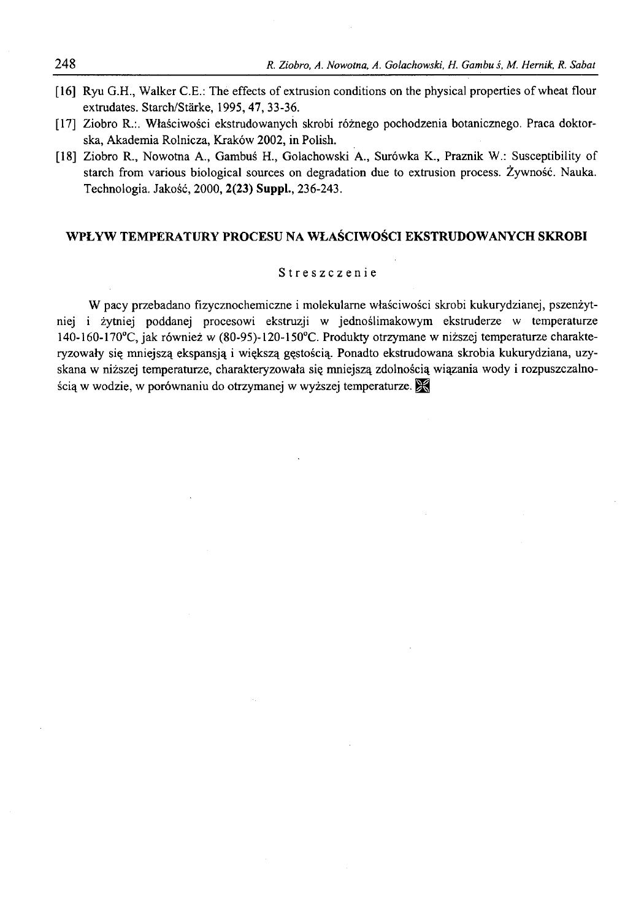[16] Ryu G.H., Walker C.E.: The effects of extrusion conditions on the physical properties of wheat flour extrudates. Starch/Stärke, 1995, 47, 33-36.

[17] Ziobro R.:. Właściwości ekstrudowanych skrobi różnego pochodzenia botanicznego. Praca doktorska, Akademia Rolnicza, Kraków 2002, in Polish.

[18] Ziobro R., Nowotna A., Gambuś H., Golachowski A., Surówka K., Praznik W.: Susceptibility of starch from various biological sources on degradation due to extrusion process. Żywność. Nauka. Technologia. Jakość, 2000, **2(23) Suppl.**, 236-243.

## WPŁYW TEMPERATURY PROCESU NA WŁAŚCIWOŚCI EKSTRUDOWANYCH SKROBI

### Streszczenie

W pacy przebadano fizycznochemiczne i molekularne właściwości skrobi kukurydzianej, pszenżytniej i żytniej poddanej procesowi ekstruzji w jednoślimakowym ekstruderze w temperaturze 140-160-170°C, jak również w (80-95)-120-150°C. Produkty otrzymane w niższej temperaturze charakteryzowały się mniejszą ekspansją i większą gęstością. Ponadto ekstrudowana skrobia kukurydziana, uzyskana w niższej temperaturze, charakteryzowała się mniejszą zdolnością wiązania wody i rozpuszczalnością w wodzie, w porównaniu do otrzymanej w wyższej temperaturze.